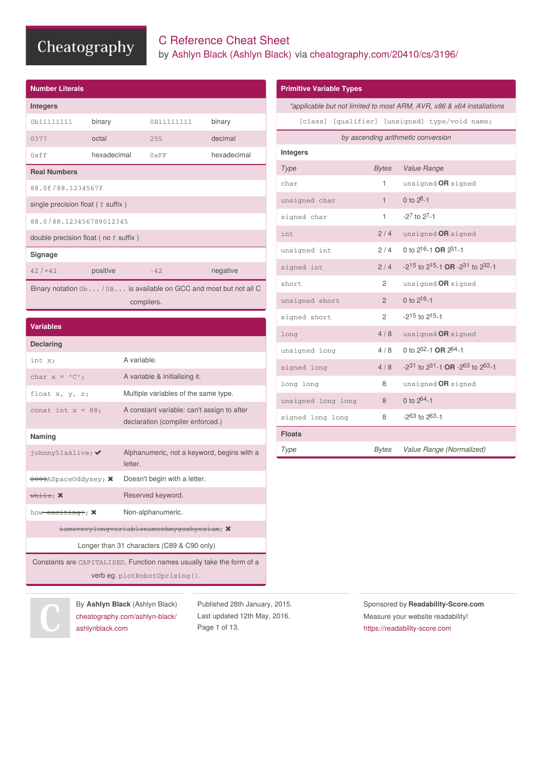# C Reference Cheat Sheet

by Ashlyn Black (Ashlyn Black) via cheatography.com/20410/cs/3196/

## Number Literals

### Integers

| | | | |
|---|---|---|---|
| `0b11111111` | binary | `0B11111111` | binary |
| `0377` | octal | `255` | decimal |
| `0xff` | hexadecimal | `0xFF` | hexadecimal |

### Real Numbers

`88.0f / 88.1234567f`

single precision float ( `f` suffix )

`88.0 / 88.123456789012345`

double precision float ( no `f` suffix )

### Signage

| | | | |
|---|---|---|---|
| `42 / +42` | positive | `-42` | negative |

Binary notation `0b...` / `0B...` is available on GCC and most but not all C compilers.

## Variables

### Declaring

| | |
|---|---|
| `int x;` | A variable. |
| `char x = 'C';` | A variable & initialising it. |
| `float x, y, z;` | Multiple variables of the same type. |
| `const int x = 88;` | A constant variable: can't assign to after declaration (compiler enforced.) |

### Naming

| | |
|---|---|
| `johnny5IsAlive;` ✔ | Alphanumeric, not a keyword, begins with a letter. |
| `~~2001~~ASpaceOddysey;` ✖ | Doesn't begin with a letter. |
| `~~while~~;` ✖ | Reserved keyword. |
| `how~~-exciting!~~;` ✖ | Non-alphanumeric. |

`~~iamaverylongvariablenameohmygoshyesiam~~;` ✖

Longer than 31 characters (C89 & C90 only)

Constants are `CAPITALISED`. Function names usually take the form of a verb eg. `plotRobotUprising()`.

## Primitive Variable Types

*\*applicable but not limited to most ARM, AVR, x86 & x64 installations*

`[class] [qualifier] [unsigned] type/void name;`

*by ascending arithmetic conversion*

### Integers

| *Type* | *Bytes* | *Value Range* |
|---|---|---|
| `char` | 1 | `unsigned` **OR** `signed` |
| `unsigned char` | 1 | 0 to $2^8$-1 |
| `signed char` | 1 | $-2^7$ to $2^7$-1 |
| `int` | 2 / 4 | `unsigned` **OR** `signed` |
| `unsigned int` | 2 / 4 | 0 to $2^{16}$-1 **OR** $2^{31}$-1 |
| `signed int` | 2 / 4 | $-2^{15}$ to $2^{15}$-1 **OR** $-2^{31}$ to $2^{32}$-1 |
| `short` | 2 | `unsigned` **OR** `signed` |
| `unsigned short` | 2 | 0 to $2^{16}$-1 |
| `signed short` | 2 | $-2^{15}$ to $2^{15}$-1 |
| `long` | 4 / 8 | `unsigned` **OR** `signed` |
| `unsigned long` | 4 / 8 | 0 to $2^{32}$-1 **OR** $2^{64}$-1 |
| `signed long` | 4 / 8 | $-2^{31}$ to $2^{31}$-1 **OR** $-2^{63}$ to $2^{63}$-1 |
| `long long` | 8 | `unsigned` **OR** `signed` |
| `unsigned long long` | 8 | 0 to $2^{64}$-1 |
| `signed long long` | 8 | $-2^{63}$ to $2^{63}$-1 |

### Floats

| *Type* | *Bytes* | *Value Range (Normalized)* |
|---|---|---|

By **Ashlyn Black** (Ashlyn Black)
cheatography.com/ashlyn-black/
ashlynblack.com

Published 28th January, 2015.
Last updated 12th May, 2016.

Sponsored by **Readability-Score.com**
Measure your website readability!
https://readability-score.com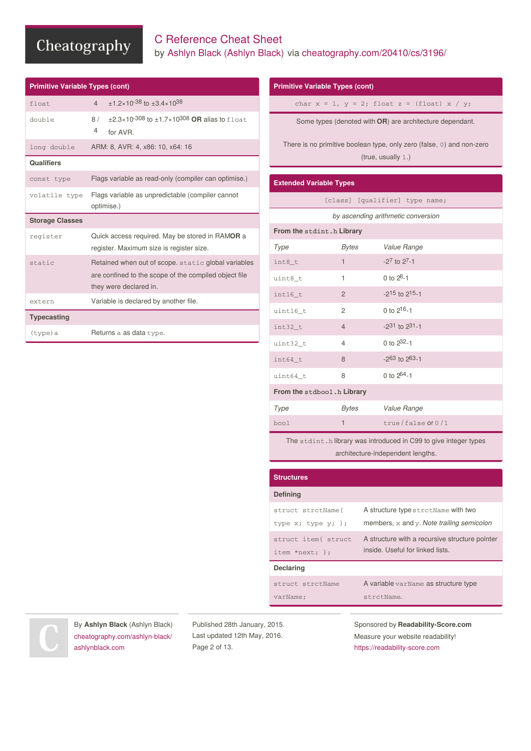# C Reference Cheat Sheet

by Ashlyn Black (Ashlyn Black) via cheatography.com/20410/cs/3196/

## Primitive Variable Types (cont)

| | | |
|---|---|---|
| `float` | 4 | $\pm1.2\times10^{-38}$ to $\pm3.4\times10^{38}$ |
| `double` | 8 / 4 | $\pm2.3\times10^{-308}$ to $\pm1.7\times10^{308}$ **OR** alias to `float` for AVR. |
| `long double` | ARM: 8, AVR: 4, x86: 10, x64: 16 | |

### Qualifiers

| | |
|---|---|
| `const type` | Flags variable as read-only (compiler can optimise.) |
| `volatile type` | Flags variable as unpredictable (compiler cannot optimise.) |

### Storage Classes

| | |
|---|---|
| `register` | Quick access required. May be stored in RAM**OR** a register. Maximum size is register size. |
| `static` | Retained when out of scope. `static` global variables are confined to the scope of the compiled object file they were declared in. |
| `extern` | Variable is declared by another file. |

### Typecasting

| | |
|---|---|
| `(type)a` | Returns `a` as data `type`. |

## Primitive Variable Types (cont)

```
char x = 1, y = 2; float z = (float) x / y;
```

Some types (denoted with **OR**) are architecture dependant.

There is no primitive boolean type, only zero (false, `0`) and non-zero (true, usually `1`.)

## Extended Variable Types

```
[class] [qualifier] type name;
```

*by ascending arithmetic conversion*

### From the `stdint.h` Library

| *Type* | *Bytes* | *Value Range* |
|---|---|---|
| `int8_t` | 1 | $-2^{7}$ to $2^{7}-1$ |
| `uint8_t` | 1 | 0 to $2^{8}-1$ |
| `int16_t` | 2 | $-2^{15}$ to $2^{15}-1$ |
| `uint16_t` | 2 | 0 to $2^{16}-1$ |
| `int32_t` | 4 | $-2^{31}$ to $2^{31}-1$ |
| `uint32_t` | 4 | 0 to $2^{32}-1$ |
| `int64_t` | 8 | $-2^{63}$ to $2^{63}-1$ |
| `uint64_t` | 8 | 0 to $2^{64}-1$ |

### From the `stdbool.h` Library

| *Type* | *Bytes* | *Value Range* |
|---|---|---|
| `bool` | 1 | `true` / `false` or `0` / `1` |

The `stdint.h` library was introduced in C99 to give integer types architecture-independent lengths.

## Structures

### Defining

| | |
|---|---|
| `struct strctName{ type x; type y; };` | A structure type `strctName` with two members, `x` and `y`. *Note trailing semicolon* |
| `struct item{ struct item *next; };` | A structure with a recursive structure pointer inside. Useful for linked lists. |

### Declaring

| | |
|---|---|
| `struct strctName varName;` | A variable `varName` as structure type `strctName`. |

By **Ashlyn Black** (Ashlyn Black)
cheatography.com/ashlyn-black/
ashlynblack.com

Published 28th January, 2015.
Last updated 12th May, 2016.

Sponsored by **Readability-Score.com**
Measure your website readability!
https://readability-score.com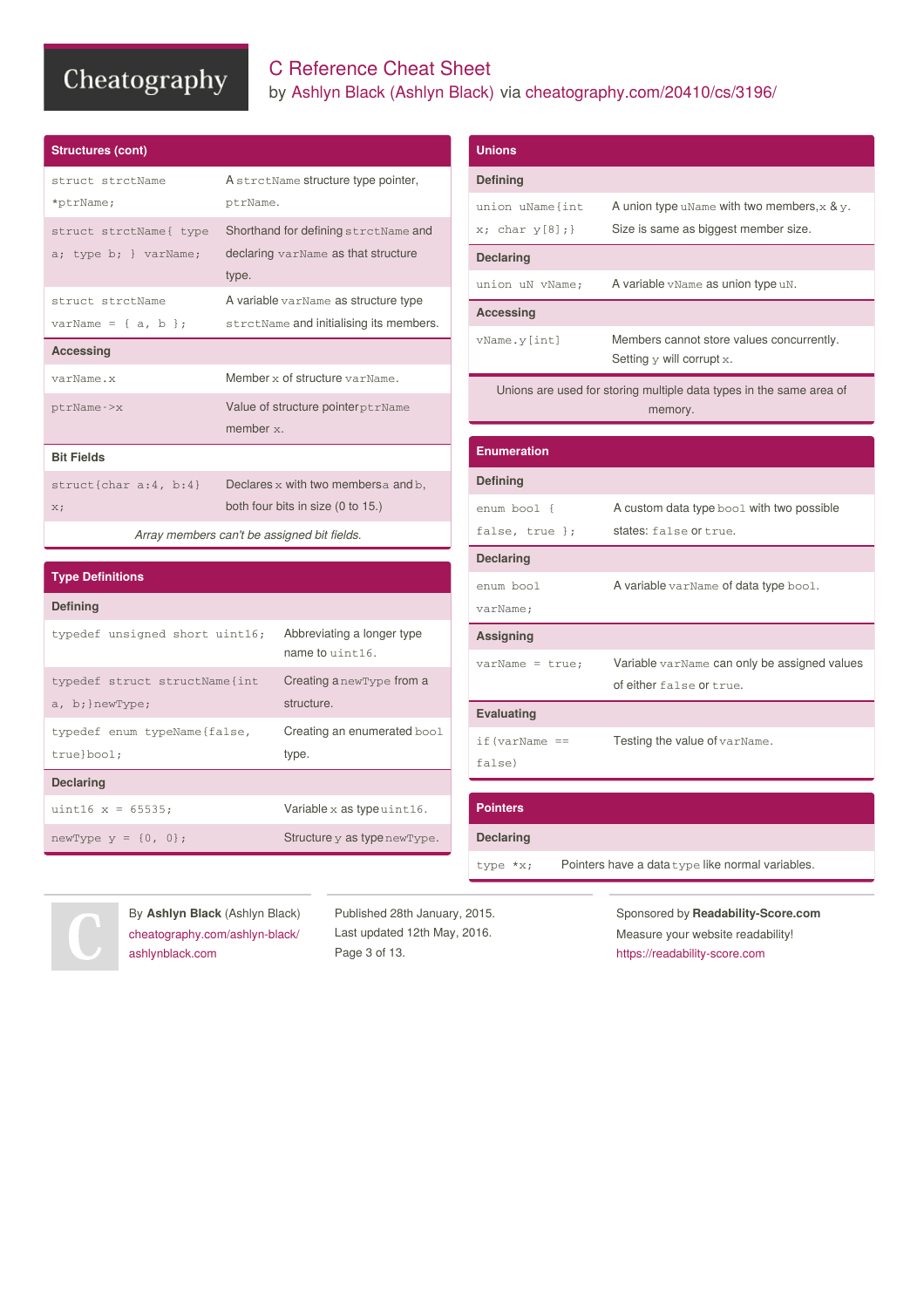# C Reference Cheat Sheet

by Ashlyn Black (Ashlyn Black) via cheatography.com/20410/cs/3196/

## Structures (cont)

| | |
|---|---|
| `struct strctName *ptrName;` | A `strctName` structure type pointer, `ptrName`. |
| `struct strctName{ type a; type b; } varName;` | Shorthand for defining `strctName` and declaring `varName` as that structure type. |
| `struct strctName varName = { a, b };` | A variable `varName` as structure type `strctName` and initialising its members. |
| **Accessing** | |
| `varName.x` | Member `x` of structure `varName`. |
| `ptrName->x` | Value of structure pointer `ptrName` member `x`. |
| **Bit Fields** | |
| `struct{char a:4, b:4} x;` | Declares `x` with two members `a` and `b`, both four bits in size (0 to 15.) |

*Array members can't be assigned bit fields.*

## Type Definitions

| | |
|---|---|
| **Defining** | |
| `typedef unsigned short uint16;` | Abbreviating a longer type name to `uint16`. |
| `typedef struct structName{int a, b;}newType;` | Creating a `newType` from a structure. |
| `typedef enum typeName{false, true}bool;` | Creating an enumerated `bool` type. |
| **Declaring** | |
| `uint16 x = 65535;` | Variable `x` as type `uint16`. |
| `newType y = {0, 0};` | Structure `y` as type `newType`. |

## Unions

| | |
|---|---|
| **Defining** | |
| `union uName{int x; char y[8];}` | A union type `uName` with two members, `x` & `y`. Size is same as biggest member size. |
| **Declaring** | |
| `union uN vName;` | A variable `vName` as union type `uN`. |
| **Accessing** | |
| `vName.y[int]` | Members cannot store values concurrently. Setting `y` will corrupt `x`. |

Unions are used for storing multiple data types in the same area of memory.

## Enumeration

| | |
|---|---|
| **Defining** | |
| `enum bool { false, true };` | A custom data type `bool` with two possible states: `false` or `true`. |
| **Declaring** | |
| `enum bool varName;` | A variable `varName` of data type `bool`. |
| **Assigning** | |
| `varName = true;` | Variable `varName` can only be assigned values of either `false` or `true`. |
| **Evaluating** | |
| `if(varName == false)` | Testing the value of `varName`. |

## Pointers

| | |
|---|---|
| **Declaring** | |
| `type *x;` | Pointers have a data `type` like normal variables. |

By **Ashlyn Black** (Ashlyn Black)
cheatography.com/ashlyn-black/
ashlynblack.com

Published 28th January, 2015.
Last updated 12th May, 2016.

Sponsored by **Readability-Score.com**
Measure your website readability!
https://readability-score.com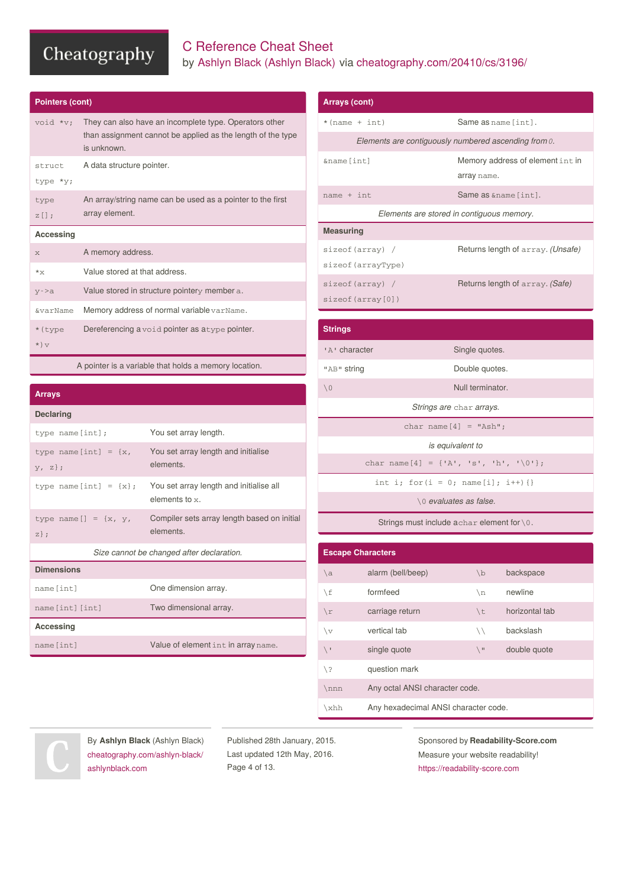# C Reference Cheat Sheet

by Ashlyn Black (Ashlyn Black) via cheatography.com/20410/cs/3196/

## Pointers (cont)

| | |
|---|---|
| `void *v;` | They can also have an incomplete type. Operators other than assignment cannot be applied as the length of the type is unknown. |
| `struct type *y;` | A data structure pointer. |
| `type z[];` | An array/string name can be used as a pointer to the first array element. |

### Accessing

| | |
|---|---|
| `x` | A memory address. |
| `*x` | Value stored at that address. |
| `y->a` | Value stored in structure pointer`y` member `a`. |
| `&varName` | Memory address of normal variable `varName`. |
| `*(type *)v` | Dereferencing a `void` pointer as a`type` pointer. |

A pointer is a variable that holds a memory location.

## Arrays

### Declaring

| | |
|---|---|
| `type name[int];` | You set array length. |
| `type name[int] = {x, y, z};` | You set array length and initialise elements. |
| `type name[int] = {x};` | You set array length and initialise all elements to `x`. |
| `type name[] = {x, y, z};` | Compiler sets array length based on initial elements. |

*Size cannot be changed after declaration.*

### Dimensions

| | |
|---|---|
| `name[int]` | One dimension array. |
| `name[int][int]` | Two dimensional array. |

### Accessing

| | |
|---|---|
| `name[int]` | Value of element `int` in array `name`. |

## Arrays (cont)

| | |
|---|---|
| `*(name + int)` | Same as `name[int]`. |

*Elements are contiguously numbered ascending from `0`.*

| | |
|---|---|
| `&name[int]` | Memory address of element `int` in array `name`. |
| `name + int` | Same as `&name[int]`. |

*Elements are stored in contiguous memory.*

### Measuring

| | |
|---|---|
| `sizeof(array) / sizeof(arrayType)` | Returns length of `array`. *(Unsafe)* |
| `sizeof(array) / sizeof(array[0])` | Returns length of `array`. *(Safe)* |

## Strings

| | |
|---|---|
| `'A'` character | Single quotes. |
| `"AB"` string | Double quotes. |
| `\0` | Null terminator. |

*Strings are `char` arrays.*

```
char name[4] = "Ash";
```

*is equivalent to*

```
char name[4] = {'A', 's', 'h', '\0'};
```

```
int i; for(i = 0; name[i]; i++){}
```

*`\0` evaluates as false.*

Strings must include a`char` element for `\0`.

## Escape Characters

| | | | |
|---|---|---|---|
| `\a` | alarm (bell/beep) | `\b` | backspace |
| `\f` | formfeed | `\n` | newline |
| `\r` | carriage return | `\t` | horizontal tab |
| `\v` | vertical tab | `\\` | backslash |
| `\'` | single quote | `\"` | double quote |
| `\?` | question mark | | |
| `\nnn` | Any octal ANSI character code. | | |
| `\xhh` | Any hexadecimal ANSI character code. | | |

By **Ashlyn Black** (Ashlyn Black)
cheatography.com/ashlyn-black/
ashlynblack.com

Published 28th January, 2015.
Last updated 12th May, 2016.

Sponsored by **Readability-Score.com**
Measure your website readability!
https://readability-score.com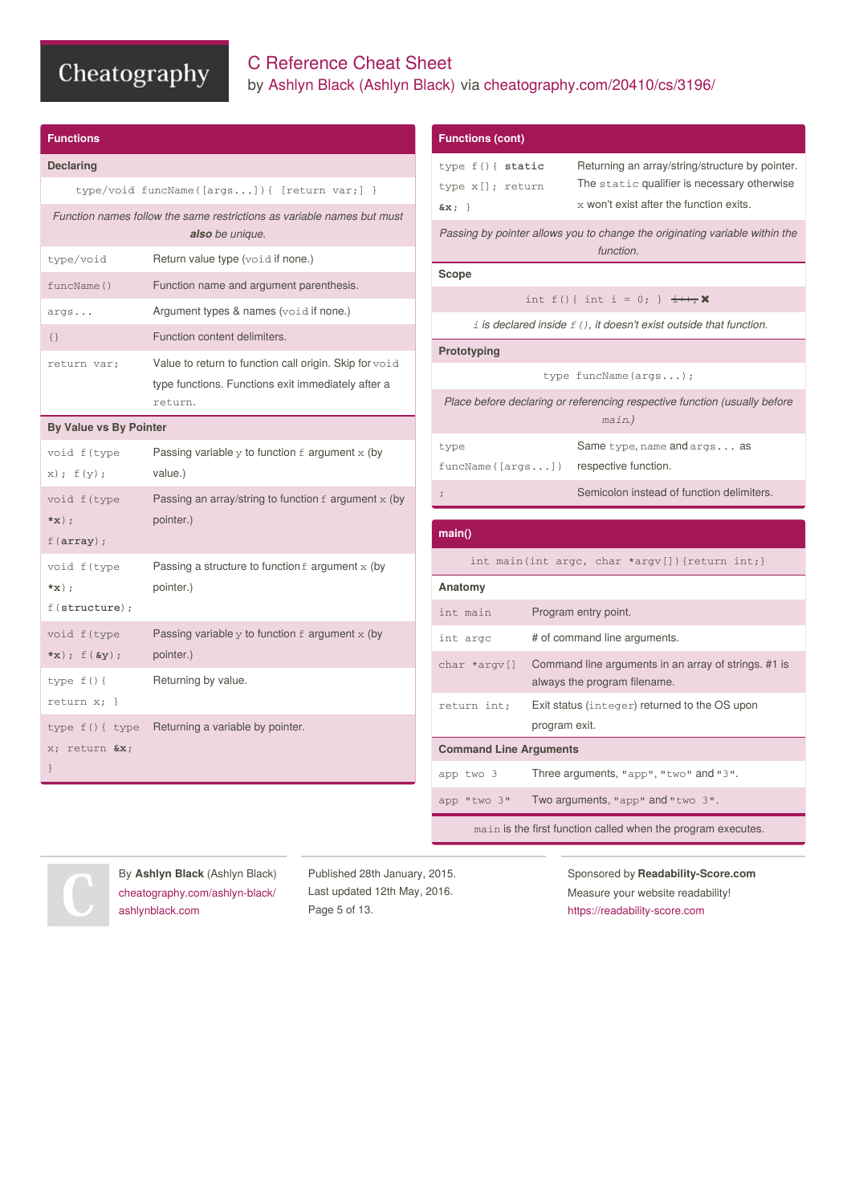# C Reference Cheat Sheet

by Ashlyn Black (Ashlyn Black) via cheatography.com/20410/cs/3196/

## Functions

### Declaring

```
type/void funcName([args...]){ [return var;] }
```

*Function names follow the same restrictions as variable names but must **also** be unique.*

| | |
|---|---|
| `type/void` | Return value type (`void` if none.) |
| `funcName()` | Function name and argument parenthesis. |
| `args...` | Argument types & names (`void` if none.) |
| `{}` | Function content delimiters. |
| `return var;` | Value to return to function call origin. Skip for `void` type functions. Functions exit immediately after a `return`. |

### By Value vs By Pointer

| | |
|---|---|
| `void f(type x); f(y);` | Passing variable `y` to function `f` argument `x` (by value.) |
| `void f(type *x); f(array);` | Passing an array/string to function `f` argument `x` (by pointer.) |
| `void f(type *x); f(structure);` | Passing a structure to function `f` argument `x` (by pointer.) |
| `void f(type *x); f(&y);` | Passing variable `y` to function `f` argument `x` (by pointer.) |
| `type f(){ return x; }` | Returning by value. |
| `type f(){ type x; return &x; }` | Returning a variable by pointer. |

## Functions (cont)

| | |
|---|---|
| `type f(){ static type x[]; return &x; }` | Returning an array/string/structure by pointer. The `static` qualifier is necessary otherwise `x` won't exist after the function exits. |

*Passing by pointer allows you to change the originating variable within the function.*

### Scope

`int f(){ int i = 0; }` ~~`i++;`~~ ✖

*`i` is declared inside `f()`, it doesn't exist outside that function.*

### Prototyping

```
type funcName(args...);
```

*Place before declaring or referencing respective function (usually before `main`.)*

| | |
|---|---|
| `type funcName([args...])` | Same `type`, `name` and `args...` as respective function. |
| `;` | Semicolon instead of function delimiters. |

## main()

```
int main(int argc, char *argv[]){return int;}
```

### Anatomy

| | |
|---|---|
| `int main` | Program entry point. |
| `int argc` | # of command line arguments. |
| `char *argv[]` | Command line arguments in an array of strings. #1 is always the program filename. |
| `return int;` | Exit status (`integer`) returned to the OS upon program exit. |

### Command Line Arguments

| | |
|---|---|
| `app two 3` | Three arguments, `"app"`, `"two"` and `"3"`. |
| `app "two 3"` | Two arguments, `"app"` and `"two 3"`. |

`main` is the first function called when the program executes.

By **Ashlyn Black** (Ashlyn Black)
cheatography.com/ashlyn-black/
ashlynblack.com

Published 28th January, 2015.
Last updated 12th May, 2016.

Sponsored by **Readability-Score.com**
Measure your website readability!
https://readability-score.com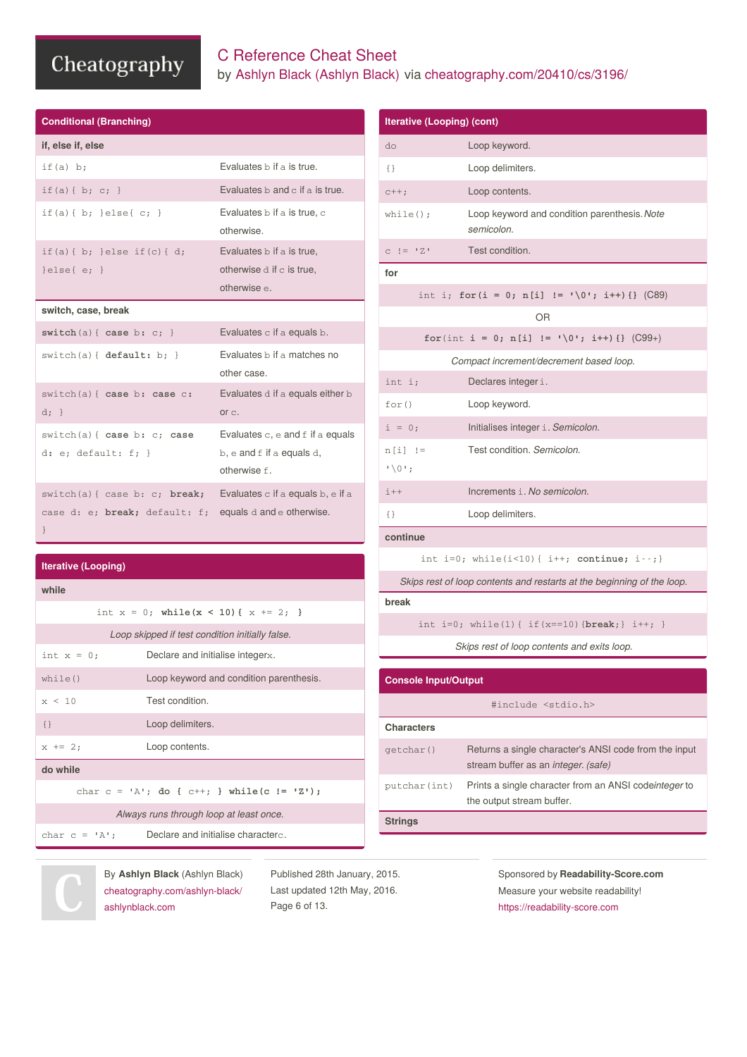# C Reference Cheat Sheet

by Ashlyn Black (Ashlyn Black) via cheatography.com/20410/cs/3196/

## Conditional (Branching)

### if, else if, else

| | |
|---|---|
| `if(a) b;` | Evaluates `b` if `a` is true. |
| `if(a){ b; c; }` | Evaluates `b` and `c` if `a` is true. |
| `if(a){ b; }else{ c; }` | Evaluates `b` if `a` is true, `c` otherwise. |
| `if(a){ b; }else if(c){ d; }else{ e; }` | Evaluates `b` if `a` is true, otherwise `d` if `c` is true, otherwise `e`. |

### switch, case, break

| | |
|---|---|
| `switch(a){ case b: c; }` | Evaluates `c` if `a` equals `b`. |
| `switch(a){ default: b; }` | Evaluates `b` if `a` matches no other case. |
| `switch(a){ case b: case c: d; }` | Evaluates `d` if `a` equals either `b` or `c`. |
| `switch(a){ case b: c; case d: e; default: f; }` | Evaluates `c`, `e` and `f` if `a` equals `b`, `e` and `f` if `a` equals `d`, otherwise `f`. |
| `switch(a){ case b: c; break; case d: e; break; default: f; }` | Evaluates `c` if `a` equals `b`, `e` if `a` equals `d` and `e` otherwise. |

## Iterative (Looping)

### while

```
int x = 0; while(x < 10){ x += 2; }
```

*Loop skipped if test condition initially false.*

| | |
|---|---|
| `int x = 0;` | Declare and initialise integer `x`. |
| `while()` | Loop keyword and condition parenthesis. |
| `x < 10` | Test condition. |
| `{}` | Loop delimiters. |
| `x += 2;` | Loop contents. |

### do while

```
char c = 'A'; do { c++; } while(c != 'Z');
```

*Always runs through loop at least once.*

| | |
|---|---|
| `char c = 'A';` | Declare and initialise character `c`. |
| `do` | Loop keyword. |
| `{}` | Loop delimiters. |
| `c++;` | Loop contents. |
| `while();` | Loop keyword and condition parenthesis. *Note semicolon.* |
| `c != 'Z'` | Test condition. |

### for

```
int i; for(i = 0; n[i] != '\0'; i++){} (C89)
```

OR

```
for(int i = 0; n[i] != '\0'; i++){} (C99+)
```

*Compact increment/decrement based loop.*

| | |
|---|---|
| `int i;` | Declares integer `i`. |
| `for()` | Loop keyword. |
| `i = 0;` | Initialises integer `i`. *Semicolon.* |
| `n[i] != '\0';` | Test condition. *Semicolon.* |
| `i++` | Increments `i`. *No semicolon.* |
| `{}` | Loop delimiters. |

### continue

```
int i=0; while(i<10){ i++; continue; i--;}
```

*Skips rest of loop contents and restarts at the beginning of the loop.*

### break

```
int i=0; while(1){ if(x==10){break;} i++; }
```

*Skips rest of loop contents and exits loop.*

## Console Input/Output

```
#include <stdio.h>
```

### Characters

| | |
|---|---|
| `getchar()` | Returns a single character's ANSI code from the input stream buffer as an *integer*. *(safe)* |
| `putchar(int)` | Prints a single character from an ANSI code *integer* to the output stream buffer. |

### Strings

By **Ashlyn Black** (Ashlyn Black)
cheatography.com/ashlyn-black/
ashlynblack.com

Published 28th January, 2015.
Last updated 12th May, 2016.

Sponsored by **Readability-Score.com**
Measure your website readability!
https://readability-score.com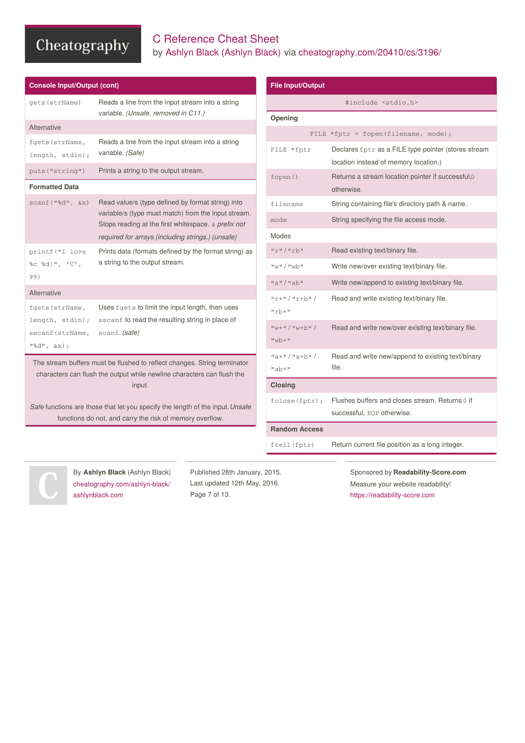# C Reference Cheat Sheet

by Ashlyn Black (Ashlyn Black) via cheatography.com/20410/cs/3196/

## Console Input/Output (cont)

| | |
|---|---|
| `gets(strName)` | Reads a line from the input stream into a string variable. *(Unsafe, removed in C11.)* |
| Alternative | |
| `fgets(strName, length, stdin);` | Reads a line from the input stream into a string variable. *(Safe)* |
| `puts("string")` | Prints a string to the output stream. |

**Formatted Data**

| | |
|---|---|
| `scanf("%d", &x)` | Read value/s (type defined by format string) into variable/s (type must match) from the input stream. Stops reading at the first whitespace. `&` *prefix not required for arrays (including strings.) (unsafe)* |
| `printf("I love %c %d!", 'C', 99)` | Prints data (formats defined by the format string) as a string to the output stream. |
| Alternative | |
| `fgets(strName, length, stdin); sscanf(strName, "%d", &x);` | Uses `fgets` to limit the input length, then uses `sscanf` to read the resulting string in place of `scanf`. *(safe)* |

The stream buffers must be flushed to reflect changes. String terminator characters can flush the output while newline characters can flush the input.

*Safe* functions are those that let you specify the length of the input. *Unsafe* functions do not, and carry the risk of memory overflow.

## File Input/Output

```
#include <stdio.h>
```

**Opening**

```
FILE *fptr = fopen(filename, mode);
```

| | |
|---|---|
| `FILE *fptr` | Declares `fptr` as a FILE type pointer (stores stream location instead of memory location.) |
| `fopen()` | Returns a stream location pointer if successful, `0` otherwise. |
| `filename` | String containing file's directory path & name. |
| `mode` | String specifying the file access mode. |

Modes

| | |
|---|---|
| `"r"` / `"rb"` | Read existing text/binary file. |
| `"w"` / `"wb"` | Write new/over existing text/binary file. |
| `"a"` / `"ab"` | Write new/append to existing text/binary file. |
| `"r+"` / `"r+b"` / `"rb+"` | Read and write existing text/binary file. |
| `"w+"` / `"w+b"` / `"wb+"` | Read and write new/over existing text/binary file. |
| `"a+"` / `"a+b"` / `"ab+"` | Read and write new/append to existing text/binary file. |

**Closing**

| | |
|---|---|
| `fclose(fptr);` | Flushes buffers and closes stream. Returns `0` if successful, `EOF` otherwise. |

**Random Access**

| | |
|---|---|
| `ftell(fptr)` | Return current file position as a long integer. |

By **Ashlyn Black** (Ashlyn Black)
cheatography.com/ashlyn-black/
ashlynblack.com

Published 28th January, 2015.
Last updated 12th May, 2016.

Sponsored by **Readability-Score.com**
Measure your website readability!
https://readability-score.com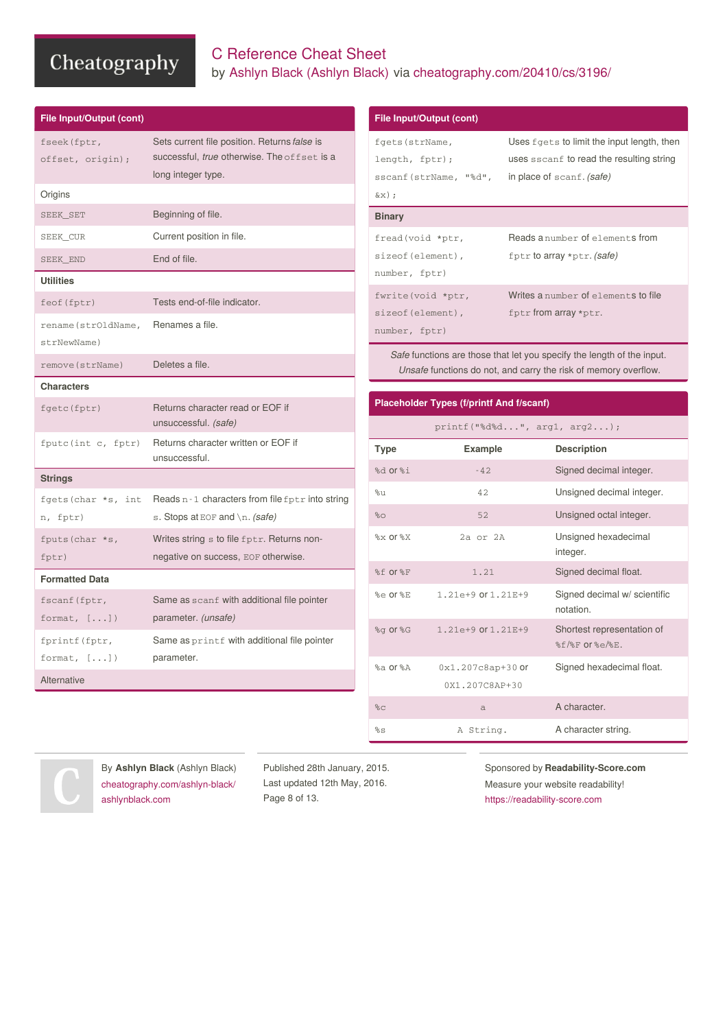# C Reference Cheat Sheet

by Ashlyn Black (Ashlyn Black) via cheatography.com/20410/cs/3196/

## File Input/Output (cont)

| | |
|---|---|
| `fseek(fptr, offset, origin);` | Sets current file position. Returns *false* is successful, *true* otherwise. The `offset` is a long integer type. |
| **Origins** | |
| `SEEK_SET` | Beginning of file. |
| `SEEK_CUR` | Current position in file. |
| `SEEK_END` | End of file. |
| **Utilities** | |
| `feof(fptr)` | Tests end-of-file indicator. |
| `rename(strOldName, strNewName)` | Renames a file. |
| `remove(strName)` | Deletes a file. |
| **Characters** | |
| `fgetc(fptr)` | Returns character read or EOF if unsuccessful. *(safe)* |
| `fputc(int c, fptr)` | Returns character written or EOF if unsuccessful. |
| **Strings** | |
| `fgets(char *s, int n, fptr)` | Reads `n-1` characters from file `fptr` into string `s`. Stops at `EOF` and `\n`. *(safe)* |
| `fputs(char *s, fptr)` | Writes string `s` to file `fptr`. Returns non-negative on success, `EOF` otherwise. |
| **Formatted Data** | |
| `fscanf(fptr, format, [...])` | Same as `scanf` with additional file pointer parameter. *(unsafe)* |
| `fprintf(fptr, format, [...])` | Same as `printf` with additional file pointer parameter. |
| **Alternative** | |

## File Input/Output (cont)

| | |
|---|---|
| `fgets(strName, length, fptr); sscanf(strName, "%d", &x);` | Uses `fgets` to limit the input length, then uses `sscanf` to read the resulting string in place of `scanf`. *(safe)* |
| **Binary** | |
| `fread(void *ptr, sizeof(element), number, fptr)` | Reads a `number` of `element`s from `fptr` to array `*ptr`. *(safe)* |
| `fwrite(void *ptr, sizeof(element), number, fptr)` | Writes a `number` of `element`s to file `fptr` from array `*ptr`. |

*Safe* functions are those that let you specify the length of the input. *Unsafe* functions do not, and carry the risk of memory overflow.

## Placeholder Types (f/printf And f/scanf)

```
printf("%d%d...", arg1, arg2...);
```

| Type | Example | Description |
|---|---|---|
| `%d` or `%i` | `-42` | Signed decimal integer. |
| `%u` | `42` | Unsigned decimal integer. |
| `%o` | `52` | Unsigned octal integer. |
| `%x` or `%X` | `2a or 2A` | Unsigned hexadecimal integer. |
| `%f` or `%F` | `1.21` | Signed decimal float. |
| `%e` or `%E` | `1.21e+9` or `1.21E+9` | Signed decimal w/ scientific notation. |
| `%g` or `%G` | `1.21e+9` or `1.21E+9` | Shortest representation of `%f`/`%F` or `%e`/`%E`. |
| `%a` or `%A` | `0x1.207c8ap+30` or `0X1.207C8AP+30` | Signed hexadecimal float. |
| `%c` | `a` | A character. |
| `%s` | `A String.` | A character string. |

By **Ashlyn Black** (Ashlyn Black)
cheatography.com/ashlyn-black/
ashlynblack.com

Published 28th January, 2015.
Last updated 12th May, 2016.

Sponsored by **Readability-Score.com**
Measure your website readability!
https://readability-score.com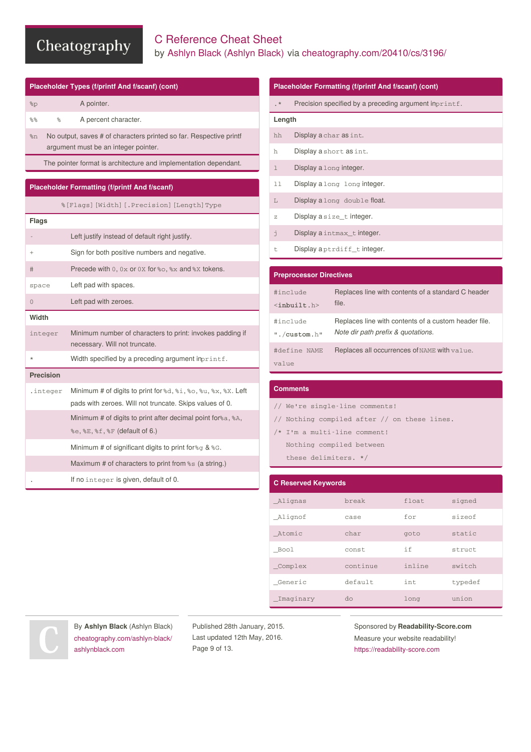# C Reference Cheat Sheet

by Ashlyn Black (Ashlyn Black) via cheatography.com/20410/cs/3196/

## Placeholder Types (f/printf And f/scanf) (cont)

| | | |
|---|---|---|
| %p | | A pointer. |
| %% | % | A percent character. |
| %n | | No output, saves # of characters printed so far. Respective printf argument must be an integer pointer. |

The pointer format is architecture and implementation dependant.

## Placeholder Formatting (f/printf And f/scanf)

%[Flags][Width][.Precision][Length]Type

### Flags

| | |
|---|---|
| - | Left justify instead of default right justify. |
| + | Sign for both positive numbers and negative. |
| # | Precede with 0, 0x or 0X for %o, %x and %X tokens. |
| space | Left pad with spaces. |
| 0 | Left pad with zeroes. |

### Width

| | |
|---|---|
| integer | Minimum number of characters to print: invokes padding if necessary. Will not truncate. |
| * | Width specified by a preceding argument in printf. |

### Precision

| | |
|---|---|
| .integer | Minimum # of digits to print for %d, %i, %o, %u, %x, %X. Left pads with zeroes. Will not truncate. Skips values of 0. |
| | Minimum # of digits to print after decimal point for %a, %A, %e, %E, %f, %F (default of 6.) |
| | Minimum # of significant digits to print for %g & %G. |
| | Maximum # of characters to print from %s (a string.) |
| . | If no integer is given, default of 0. |

## Placeholder Formatting (f/printf And f/scanf) (cont)

| | |
|---|---|
| .* | Precision specified by a preceding argument in printf. |

### Length

| | |
|---|---|
| hh | Display a char as int. |
| h | Display a short as int. |
| l | Display a long integer. |
| ll | Display a long long integer. |
| L | Display a long double float. |
| z | Display a size_t integer. |
| j | Display a intmax_t integer. |
| t | Display a ptrdiff_t integer. |

## Preprocessor Directives

| | |
|---|---|
| #include <**inbuilt**.h> | Replaces line with contents of a standard C header file. |
| #include "./**custom**.h" | Replaces line with contents of a custom header file. *Note dir path prefix & quotations.* |
| #define NAME value | Replaces all occurrences of NAME with value. |

## Comments

```
// We're single-line comments!
// Nothing compiled after // on these lines.
/* I'm a multi-line comment!
   Nothing compiled between
   these delimiters. */
```

## C Reserved Keywords

| | | | |
|---|---|---|---|
| _Alignas | break | float | signed |
| _Alignof | case | for | sizeof |
| _Atomic | char | goto | static |
| _Bool | const | if | struct |
| _Complex | continue | inline | switch |
| _Generic | default | int | typedef |
| _Imaginary | do | long | union |

By **Ashlyn Black** (Ashlyn Black)
cheatography.com/ashlyn-black/
ashlynblack.com

Published 28th January, 2015.
Last updated 12th May, 2016.

Sponsored by **Readability-Score.com**
Measure your website readability!
https://readability-score.com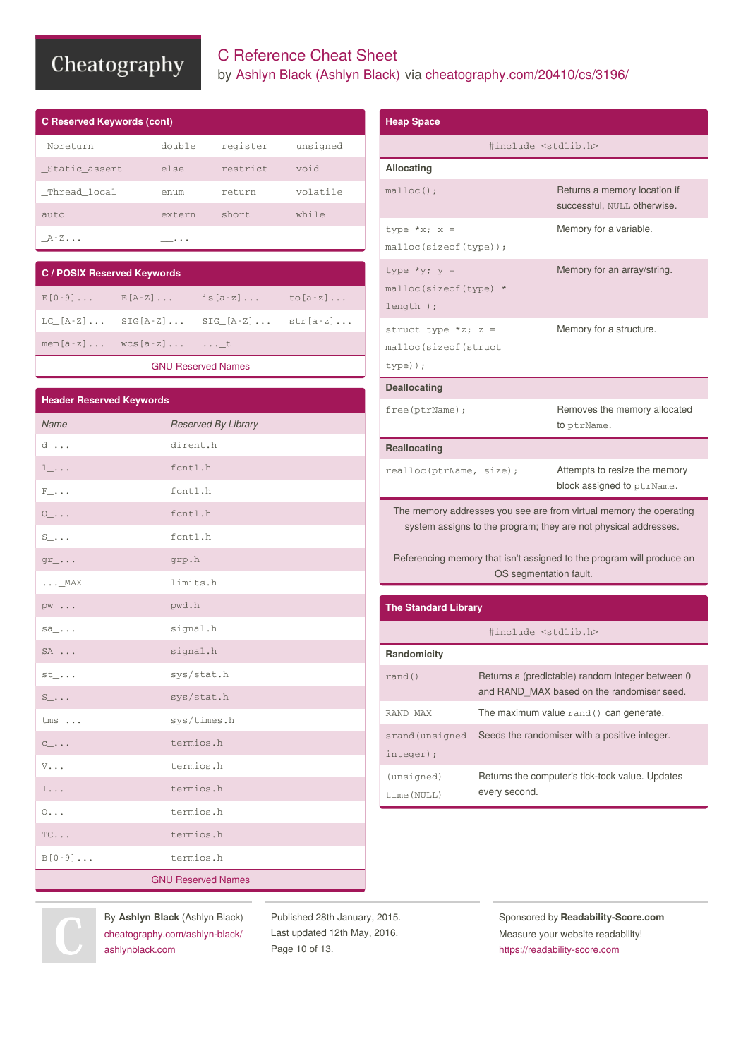# C Reference Cheat Sheet

by Ashlyn Black (Ashlyn Black) via cheatography.com/20410/cs/3196/

## C Reserved Keywords (cont)

| | | | |
|---|---|---|---|
| _Noreturn | double | register | unsigned |
| _Static_assert | else | restrict | void |
| _Thread_local | enum | return | volatile |
| auto | extern | short | while |
| _A-Z... | __... | | |

## C / POSIX Reserved Keywords

| | | | |
|---|---|---|---|
| E[0-9]... | E[A-Z]... | is[a-z]... | to[a-z]... |
| LC_[A-Z]... | SIG[A-Z]... | SIG_[A-Z]... | str[a-z]... |
| mem[a-z]... | wcs[a-z]... | ..._t | |

GNU Reserved Names

## Header Reserved Keywords

| *Name* | *Reserved By Library* |
|---|---|
| d_... | dirent.h |
| l_... | fcntl.h |
| F_... | fcntl.h |
| O_... | fcntl.h |
| S_... | fcntl.h |
| gr_... | grp.h |
| ..._MAX | limits.h |
| pw_... | pwd.h |
| sa_... | signal.h |
| SA_... | signal.h |
| st_... | sys/stat.h |
| S_... | sys/stat.h |
| tms_... | sys/times.h |
| c_... | termios.h |
| V... | termios.h |
| I... | termios.h |
| O... | termios.h |
| TC... | termios.h |
| B[0-9]... | termios.h |

GNU Reserved Names

## Heap Space

`#include <stdlib.h>`

### Allocating

| | |
|---|---|
| `malloc();` | Returns a memory location if successful, `NULL` otherwise. |
| `type *x; x = malloc(sizeof(type));` | Memory for a variable. |
| `type *y; y = malloc(sizeof(type) * length );` | Memory for an array/string. |
| `struct type *z; z = malloc(sizeof(struct type));` | Memory for a structure. |

### Deallocating

| | |
|---|---|
| `free(ptrName);` | Removes the memory allocated to `ptrName`. |

### Reallocating

| | |
|---|---|
| `realloc(ptrName, size);` | Attempts to resize the memory block assigned to `ptrName`. |

The memory addresses you see are from virtual memory the operating system assigns to the program; they are not physical addresses.

Referencing memory that isn't assigned to the program will produce an OS segmentation fault.

## The Standard Library

`#include <stdlib.h>`

### Randomicity

| | |
|---|---|
| `rand()` | Returns a (predictable) random integer between 0 and RAND_MAX based on the randomiser seed. |
| `RAND_MAX` | The maximum value `rand()` can generate. |
| `srand(unsigned integer);` | Seeds the randomiser with a positive integer. |
| `(unsigned) time(NULL)` | Returns the computer's tick-tock value. Updates every second. |

By **Ashlyn Black** (Ashlyn Black)
cheatography.com/ashlyn-black/
ashlynblack.com

Published 28th January, 2015.
Last updated 12th May, 2016.

Sponsored by **Readability-Score.com**
Measure your website readability!
https://readability-score.com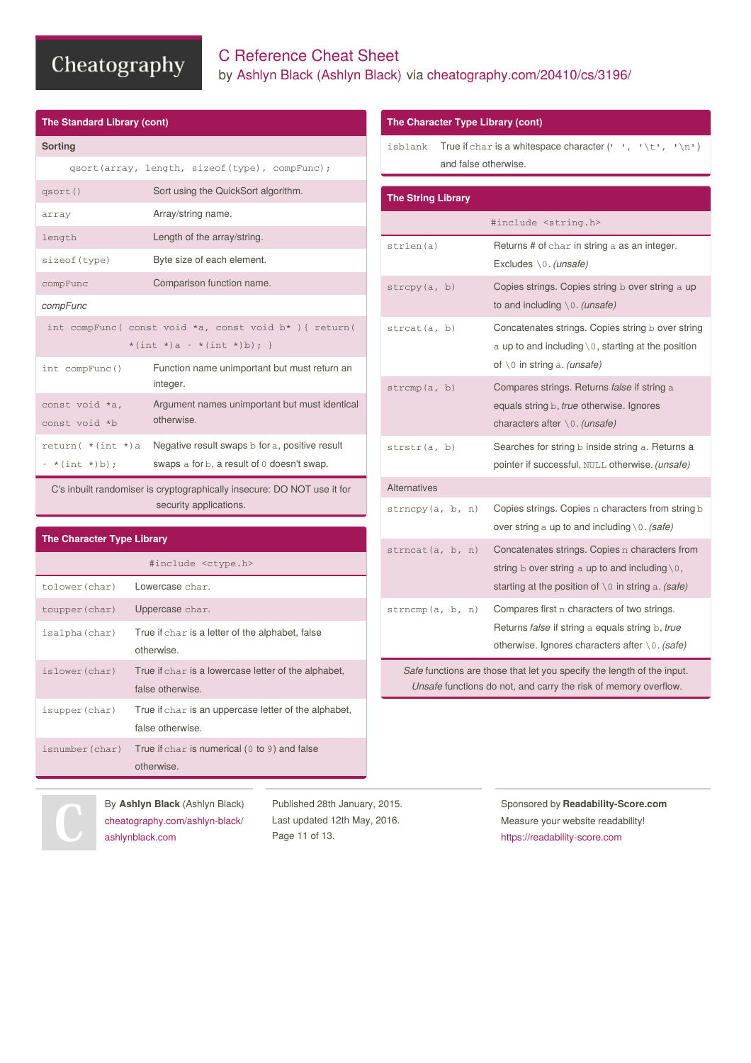# C Reference Cheat Sheet

by Ashlyn Black (Ashlyn Black) via cheatography.com/20410/cs/3196/

## The Standard Library (cont)

### Sorting

```
qsort(array, length, sizeof(type), compFunc);
```

| | |
|---|---|
| `qsort()` | Sort using the QuickSort algorithm. |
| `array` | Array/string name. |
| `length` | Length of the array/string. |
| `sizeof(type)` | Byte size of each element. |
| `compFunc` | Comparison function name. |

### *compFunc*

```
int compFunc( const void *a, const void b* ){ return( *(int *)a - *(int *)b); }
```

| | |
|---|---|
| `int compFunc()` | Function name unimportant but must return an integer. |
| `const void *a, const void *b` | Argument names unimportant but must identical otherwise. |
| `return( *(int *)a - *(int *)b);` | Negative result swaps `b` for `a`, positive result swaps `a` for `b`, a result of `0` doesn't swap. |

C's inbuilt randomiser is cryptographically insecure: DO NOT use it for security applications.

## The Character Type Library

```
#include <ctype.h>
```

| | |
|---|---|
| `tolower(char)` | Lowercase `char`. |
| `toupper(char)` | Uppercase `char`. |
| `isalpha(char)` | True if `char` is a letter of the alphabet, false otherwise. |
| `islower(char)` | True if `char` is a lowercase letter of the alphabet, false otherwise. |
| `isupper(char)` | True if `char` is an uppercase letter of the alphabet, false otherwise. |
| `isnumber(char)` | True if `char` is numerical (`0` to `9`) and false otherwise. |

## The Character Type Library (cont)

| | |
|---|---|
| `isblank` | True if `char` is a whitespace character (`' ', '\t', '\n'`) and false otherwise. |

## The String Library

```
#include <string.h>
```

| | |
|---|---|
| `strlen(a)` | Returns # of `char` in string `a` as an integer. Excludes `\0`. *(unsafe)* |
| `strcpy(a, b)` | Copies strings. Copies string `b` over string `a` up to and including `\0`. *(unsafe)* |
| `strcat(a, b)` | Concatenates strings. Copies string `b` over string `a` up to and including `\0`, starting at the position of `\0` in string `a`. *(unsafe)* |
| `strcmp(a, b)` | Compares strings. Returns *false* if string `a` equals string `b`, *true* otherwise. Ignores characters after `\0`. *(unsafe)* |
| `strstr(a, b)` | Searches for string `b` inside string `a`. Returns a pointer if successful, `NULL` otherwise. *(unsafe)* |

### Alternatives

| | |
|---|---|
| `strncpy(a, b, n)` | Copies strings. Copies `n` characters from string `b` over string `a` up to and including `\0`. *(safe)* |
| `strncat(a, b, n)` | Concatenates strings. Copies `n` characters from string `b` over string `a` up to and including `\0`, starting at the position of `\0` in string `a`. *(safe)* |
| `strncmp(a, b, n)` | Compares first `n` characters of two strings. Returns *false* if string `a` equals string `b`, *true* otherwise. Ignores characters after `\0`. *(safe)* |

*Safe* functions are those that let you specify the length of the input. *Unsafe* functions do not, and carry the risk of memory overflow.

By **Ashlyn Black** (Ashlyn Black)
cheatography.com/ashlyn-black/
ashlynblack.com

Published 28th January, 2015.
Last updated 12th May, 2016.

Sponsored by **Readability-Score.com**
Measure your website readability!
https://readability-score.com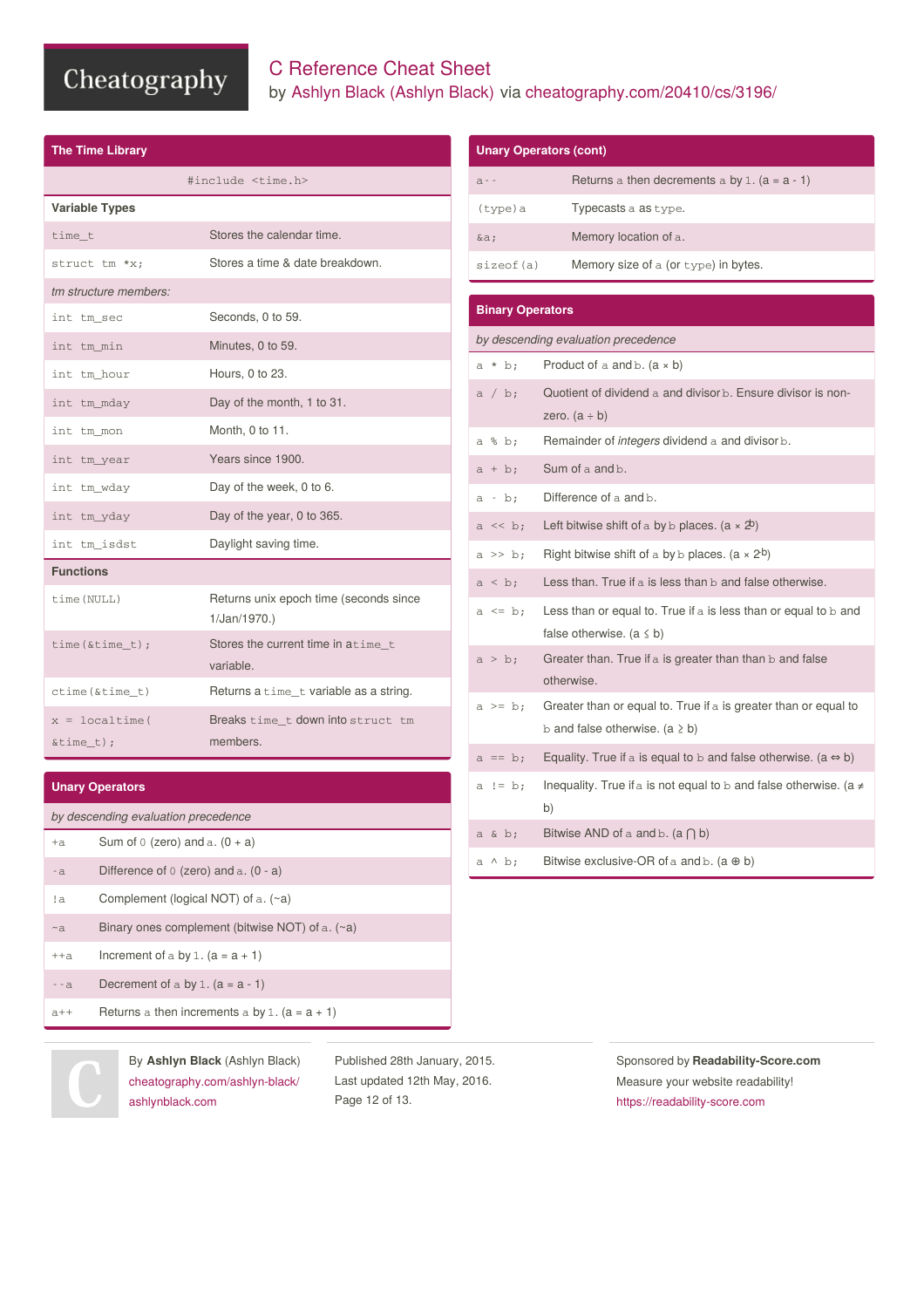# C Reference Cheat Sheet

by Ashlyn Black (Ashlyn Black) via cheatography.com/20410/cs/3196/

## The Time Library

```
#include <time.h>
```

**Variable Types**

| | |
|---|---|
| `time_t` | Stores the calendar time. |
| `struct tm *x;` | Stores a time & date breakdown. |

*tm structure members:*

| | |
|---|---|
| `int tm_sec` | Seconds, 0 to 59. |
| `int tm_min` | Minutes, 0 to 59. |
| `int tm_hour` | Hours, 0 to 23. |
| `int tm_mday` | Day of the month, 1 to 31. |
| `int tm_mon` | Month, 0 to 11. |
| `int tm_year` | Years since 1900. |
| `int tm_wday` | Day of the week, 0 to 6. |
| `int tm_yday` | Day of the year, 0 to 365. |
| `int tm_isdst` | Daylight saving time. |

**Functions**

| | |
|---|---|
| `time(NULL)` | Returns unix epoch time (seconds since 1/Jan/1970.) |
| `time(&time_t);` | Stores the current time in a `time_t` variable. |
| `ctime(&time_t)` | Returns a `time_t` variable as a string. |
| `x = localtime( &time_t);` | Breaks `time_t` down into `struct tm` members. |

## Unary Operators

*by descending evaluation precedence*

| | |
|---|---|
| `+a` | Sum of `0` (zero) and `a`. (0 + a) |
| `-a` | Difference of `0` (zero) and `a`. (0 - a) |
| `!a` | Complement (logical NOT) of `a`. (~a) |
| `~a` | Binary ones complement (bitwise NOT) of `a`. (~a) |
| `++a` | Increment of `a` by `1`. (a = a + 1) |
| `--a` | Decrement of `a` by `1`. (a = a - 1) |
| `a++` | Returns `a` then increments `a` by `1`. (a = a + 1) |

## Unary Operators (cont)

| | |
|---|---|
| `a--` | Returns `a` then decrements `a` by `1`. (a = a - 1) |
| `(type)a` | Typecasts `a` as `type`. |
| `&a;` | Memory location of `a`. |
| `sizeof(a)` | Memory size of `a` (or `type`) in bytes. |

## Binary Operators

*by descending evaluation precedence*

| | |
|---|---|
| `a * b;` | Product of `a` and `b`. (a × b) |
| `a / b;` | Quotient of dividend `a` and divisor `b`. Ensure divisor is non-zero. (a ÷ b) |
| `a % b;` | Remainder of *integers* dividend `a` and divisor `b`. |
| `a + b;` | Sum of `a` and `b`. |
| `a - b;` | Difference of `a` and `b`. |
| `a << b;` | Left bitwise shift of `a` by `b` places. (a × $2^b$) |
| `a >> b;` | Right bitwise shift of `a` by `b` places. (a × $2^{b}$) |
| `a < b;` | Less than. True if `a` is less than `b` and false otherwise. |
| `a <= b;` | Less than or equal to. True if `a` is less than or equal to `b` and false otherwise. (a ≤ b) |
| `a > b;` | Greater than. True if `a` is greater than than `b` and false otherwise. |
| `a >= b;` | Greater than or equal to. True if `a` is greater than or equal to `b` and false otherwise. (a ≥ b) |
| `a == b;` | Equality. True if `a` is equal to `b` and false otherwise. (a ⇔ b) |
| `a != b;` | Inequality. True if `a` is not equal to `b` and false otherwise. (a ≠ b) |
| `a & b;` | Bitwise AND of `a` and `b`. (a ⋂ b) |
| `a ^ b;` | Bitwise exclusive-OR of `a` and `b`. (a ⊕ b) |

By **Ashlyn Black** (Ashlyn Black)
cheatography.com/ashlyn-black/
ashlynblack.com

Published 28th January, 2015.
Last updated 12th May, 2016.

Sponsored by **Readability-Score.com**
Measure your website readability!
https://readability-score.com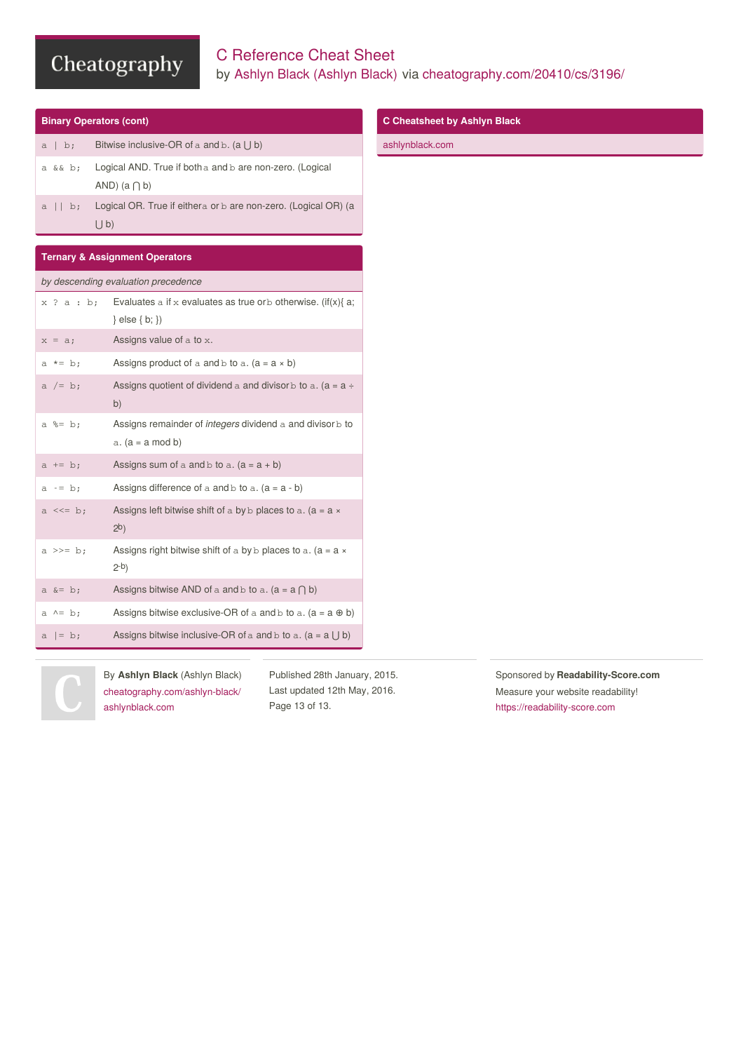# C Reference Cheat Sheet

by Ashlyn Black (Ashlyn Black) via cheatography.com/20410/cs/3196/

## Binary Operators (cont)

| | |
|---|---|
| `a | b;` | Bitwise inclusive-OR of `a` and `b`. (a ⋃ b) |
| `a && b;` | Logical AND. True if both `a` and `b` are non-zero. (Logical AND) (a ⋂ b) |
| `a || b;` | Logical OR. True if either `a` or `b` are non-zero. (Logical OR) (a ⋃ b) |

## Ternary & Assignment Operators

*by descending evaluation precedence*

| | |
|---|---|
| `x ? a : b;` | Evaluates `a` if `x` evaluates as true or `b` otherwise. (if(x){ a; } else { b; }) |
| `x = a;` | Assigns value of `a` to `x`. |
| `a *= b;` | Assigns product of `a` and `b` to `a`. (a = a × b) |
| `a /= b;` | Assigns quotient of dividend `a` and divisor `b` to `a`. (a = a ÷ b) |
| `a %= b;` | Assigns remainder of *integers* dividend `a` and divisor `b` to `a`. (a = a mod b) |
| `a += b;` | Assigns sum of `a` and `b` to `a`. (a = a + b) |
| `a -= b;` | Assigns difference of `a` and `b` to `a`. (a = a - b) |
| `a <<= b;` | Assigns left bitwise shift of `a` by `b` places to `a`. ($a = a \times 2^{b}$) |
| `a >>= b;` | Assigns right bitwise shift of `a` by `b` places to `a`. ($a = a \times 2^{-b}$) |
| `a &= b;` | Assigns bitwise AND of `a` and `b` to `a`. (a = a ⋂ b) |
| `a ^= b;` | Assigns bitwise exclusive-OR of `a` and `b` to `a`. (a = a ⊕ b) |
| `a |= b;` | Assigns bitwise inclusive-OR of `a` and `b` to `a`. (a = a ⋃ b) |

## C Cheatsheet by Ashlyn Black

ashlynblack.com

By **Ashlyn Black** (Ashlyn Black)
cheatography.com/ashlyn-black/
ashlynblack.com

Published 28th January, 2015.
Last updated 12th May, 2016.

Sponsored by **Readability-Score.com**
Measure your website readability!
https://readability-score.com